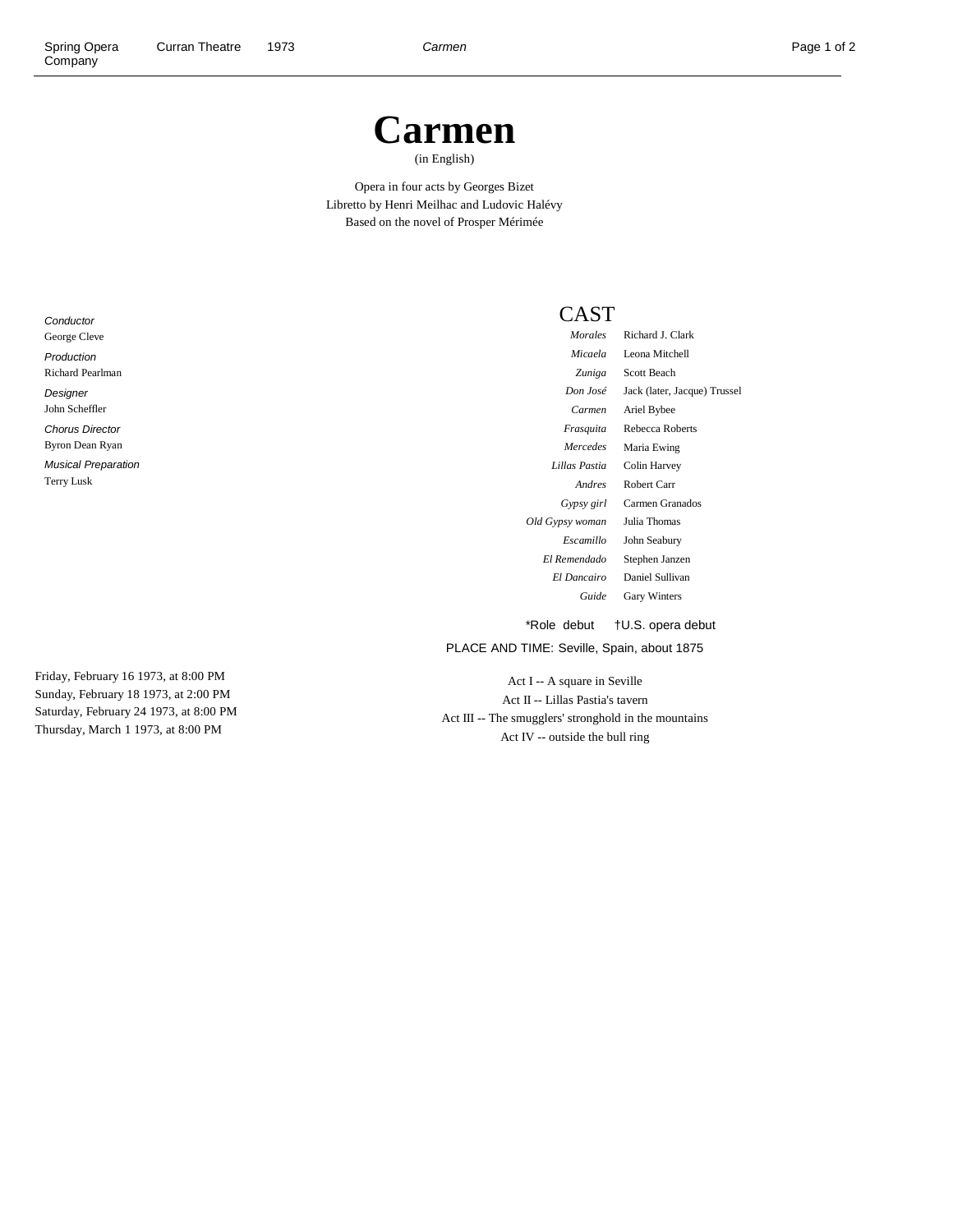# Carmen

(in English)

Opera in four acts by Georges Bizet
Libretto by Henri Meilhac and Ludovic Halévy
Based on the novel of Prosper Mérimée

*Conductor*
George Cleve

*Production*
Richard Pearlman

*Designer*
John Scheffler

*Chorus Director*
Byron Dean Ryan

*Musical Preparation*
Terry Lusk

## CAST

| | |
|---|---|
| *Morales* | Richard J. Clark |
| *Micaela* | Leona Mitchell |
| *Zuniga* | Scott Beach |
| *Don José* | Jack (later, Jacque) Trussel |
| *Carmen* | Ariel Bybee |
| *Frasquita* | Rebecca Roberts |
| *Mercedes* | Maria Ewing |
| *Lillas Pastia* | Colin Harvey |
| *Andres* | Robert Carr |
| *Gypsy girl* | Carmen Granados |
| *Old Gypsy woman* | Julia Thomas |
| *Escamillo* | John Seabury |
| *El Remendado* | Stephen Janzen |
| *El Dancairo* | Daniel Sullivan |
| *Guide* | Gary Winters |

*Role debut †U.S. opera debut

PLACE AND TIME: Seville, Spain, about 1875

Act I -- A square in Seville
Act II -- Lillas Pastia's tavern
Act III -- The smugglers' stronghold in the mountains
Act IV -- outside the bull ring

Friday, February 16 1973, at 8:00 PM
Sunday, February 18 1973, at 2:00 PM
Saturday, February 24 1973, at 8:00 PM
Thursday, March 1 1973, at 8:00 PM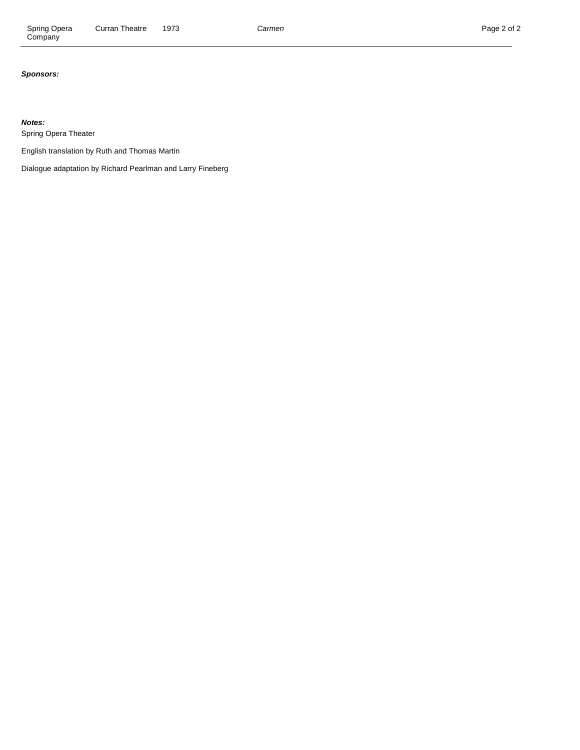***Sponsors:***

***Notes:***

Spring Opera Theater

English translation by Ruth and Thomas Martin

Dialogue adaptation by Richard Pearlman and Larry Fineberg